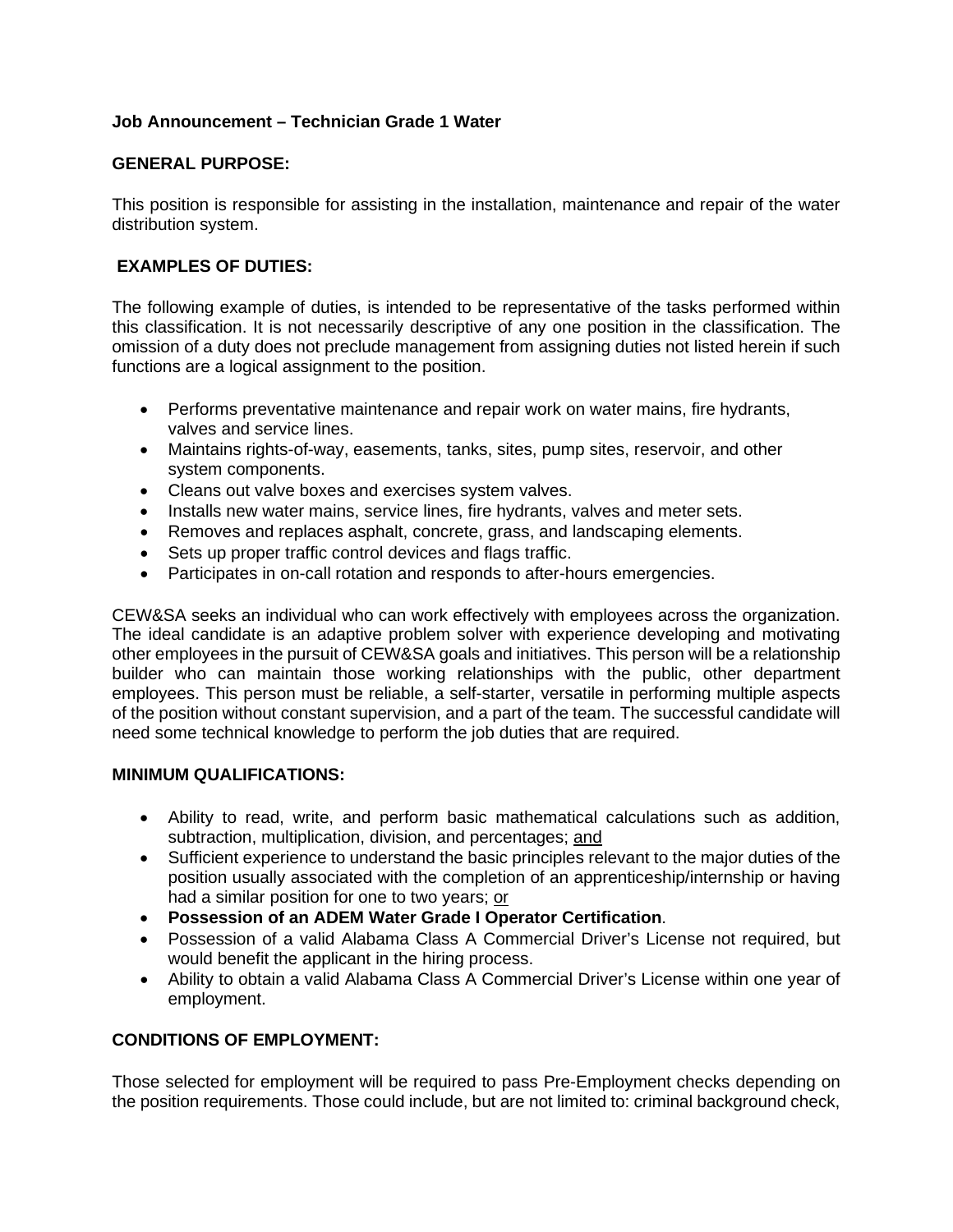**Job Announcement – Technician Grade 1 Water**

**GENERAL PURPOSE:**

This position is responsible for assisting in the installation, maintenance and repair of the water distribution system.

**EXAMPLES OF DUTIES:**

The following example of duties, is intended to be representative of the tasks performed within this classification. It is not necessarily descriptive of any one position in the classification. The omission of a duty does not preclude management from assigning duties not listed herein if such functions are a logical assignment to the position.

- Performs preventative maintenance and repair work on water mains, fire hydrants, valves and service lines.
- Maintains rights-of-way, easements, tanks, sites, pump sites, reservoir, and other system components.
- Cleans out valve boxes and exercises system valves.
- Installs new water mains, service lines, fire hydrants, valves and meter sets.
- Removes and replaces asphalt, concrete, grass, and landscaping elements.
- Sets up proper traffic control devices and flags traffic.
- Participates in on-call rotation and responds to after-hours emergencies.

CEW&SA seeks an individual who can work effectively with employees across the organization. The ideal candidate is an adaptive problem solver with experience developing and motivating other employees in the pursuit of CEW&SA goals and initiatives. This person will be a relationship builder who can maintain those working relationships with the public, other department employees. This person must be reliable, a self-starter, versatile in performing multiple aspects of the position without constant supervision, and a part of the team. The successful candidate will need some technical knowledge to perform the job duties that are required.

**MINIMUM QUALIFICATIONS:**

- Ability to read, write, and perform basic mathematical calculations such as addition, subtraction, multiplication, division, and percentages; and
- Sufficient experience to understand the basic principles relevant to the major duties of the position usually associated with the completion of an apprenticeship/internship or having had a similar position for one to two years; or
- **Possession of an ADEM Water Grade I Operator Certification**.
- Possession of a valid Alabama Class A Commercial Driver's License not required, but would benefit the applicant in the hiring process.
- Ability to obtain a valid Alabama Class A Commercial Driver's License within one year of employment.

**CONDITIONS OF EMPLOYMENT:**

Those selected for employment will be required to pass Pre-Employment checks depending on the position requirements. Those could include, but are not limited to: criminal background check,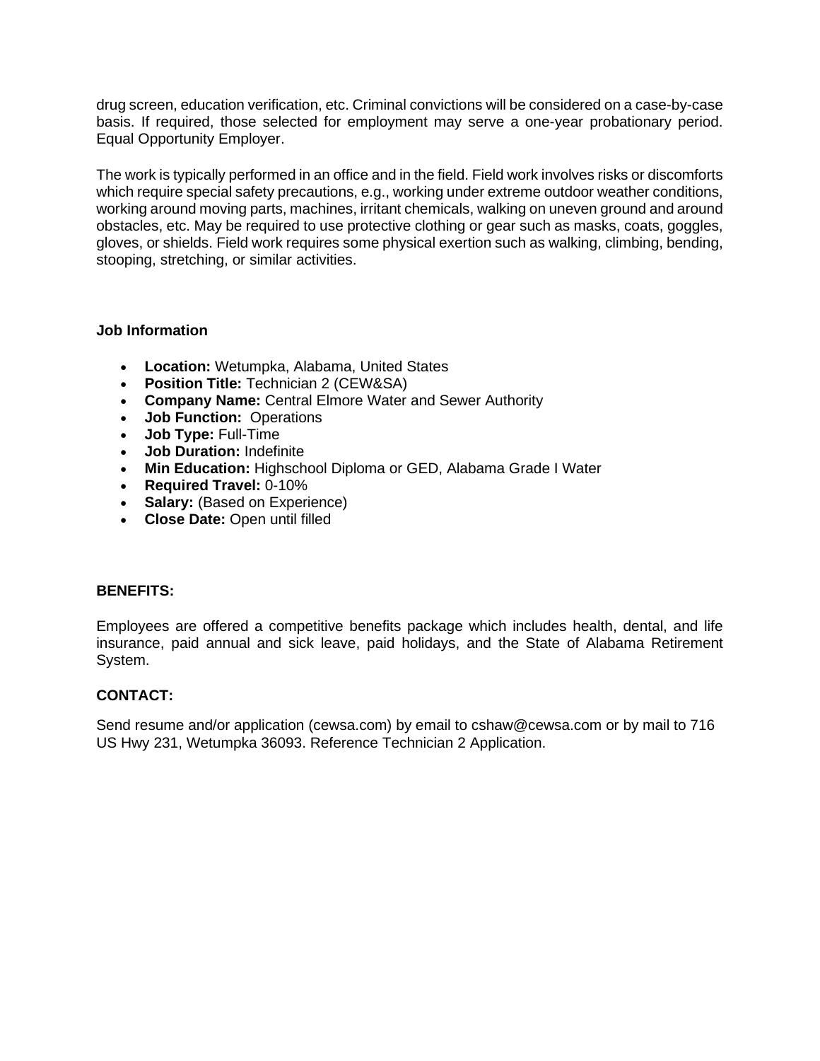drug screen, education verification, etc. Criminal convictions will be considered on a case-by-case basis. If required, those selected for employment may serve a one-year probationary period. Equal Opportunity Employer.

The work is typically performed in an office and in the field. Field work involves risks or discomforts which require special safety precautions, e.g., working under extreme outdoor weather conditions, working around moving parts, machines, irritant chemicals, walking on uneven ground and around obstacles, etc. May be required to use protective clothing or gear such as masks, coats, goggles, gloves, or shields. Field work requires some physical exertion such as walking, climbing, bending, stooping, stretching, or similar activities.

**Job Information**

- **Location:** Wetumpka, Alabama, United States
- **Position Title:** Technician 2 (CEW&SA)
- **Company Name:** Central Elmore Water and Sewer Authority
- **Job Function:** Operations
- **Job Type:** Full-Time
- **Job Duration:** Indefinite
- **Min Education:** Highschool Diploma or GED, Alabama Grade I Water
- **Required Travel:** 0-10%
- **Salary:** (Based on Experience)
- **Close Date:** Open until filled

**BENEFITS:**

Employees are offered a competitive benefits package which includes health, dental, and life insurance, paid annual and sick leave, paid holidays, and the State of Alabama Retirement System.

**CONTACT:**

Send resume and/or application (cewsa.com) by email to cshaw@cewsa.com or by mail to 716 US Hwy 231, Wetumpka 36093. Reference Technician 2 Application.